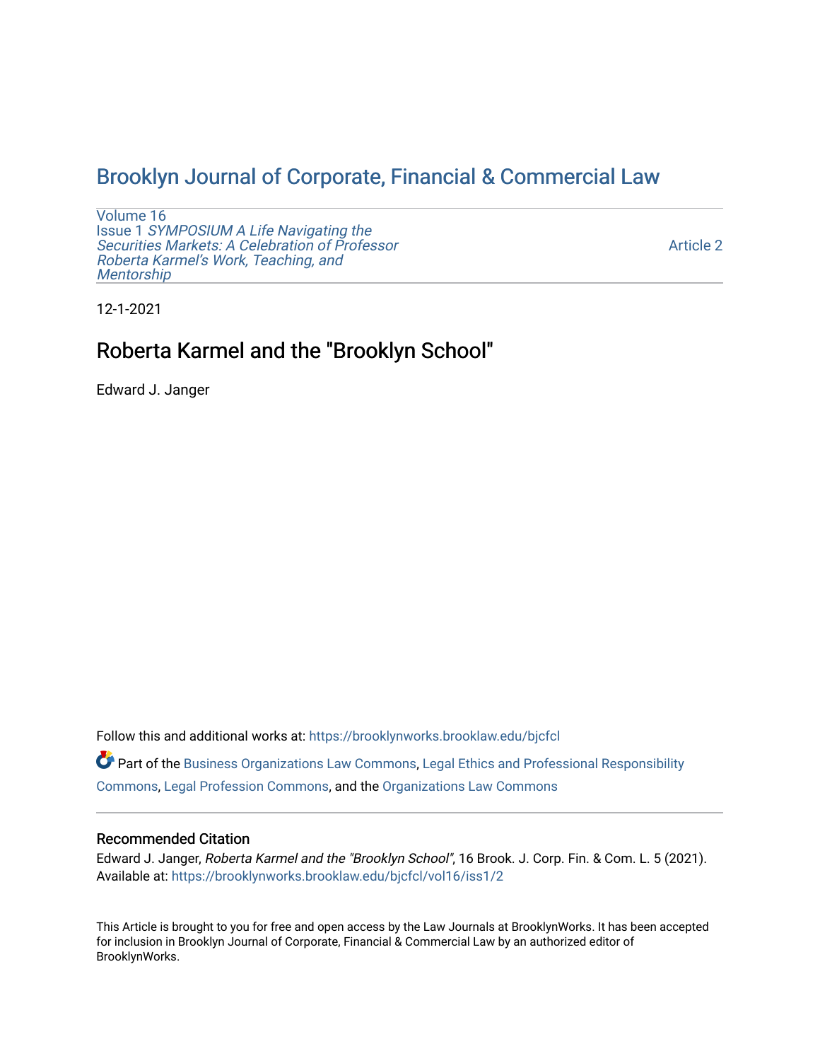# Brooklyn Journal of Corporate, Financial & Commercial Law

Volume 16
Issue 1 *SYMPOSIUM A Life Navigating the Securities Markets: A Celebration of Professor Roberta Karmel's Work, Teaching, and Mentorship*

Article 2

12-1-2021

## Roberta Karmel and the "Brooklyn School"

Edward J. Janger

Follow this and additional works at: https://brooklynworks.brooklaw.edu/bjcfcl

Part of the Business Organizations Law Commons, Legal Ethics and Professional Responsibility Commons, Legal Profession Commons, and the Organizations Law Commons

### Recommended Citation

Edward J. Janger, *Roberta Karmel and the "Brooklyn School"*, 16 Brook. J. Corp. Fin. & Com. L. 5 (2021).
Available at: https://brooklynworks.brooklaw.edu/bjcfcl/vol16/iss1/2

This Article is brought to you for free and open access by the Law Journals at BrooklynWorks. It has been accepted for inclusion in Brooklyn Journal of Corporate, Financial & Commercial Law by an authorized editor of BrooklynWorks.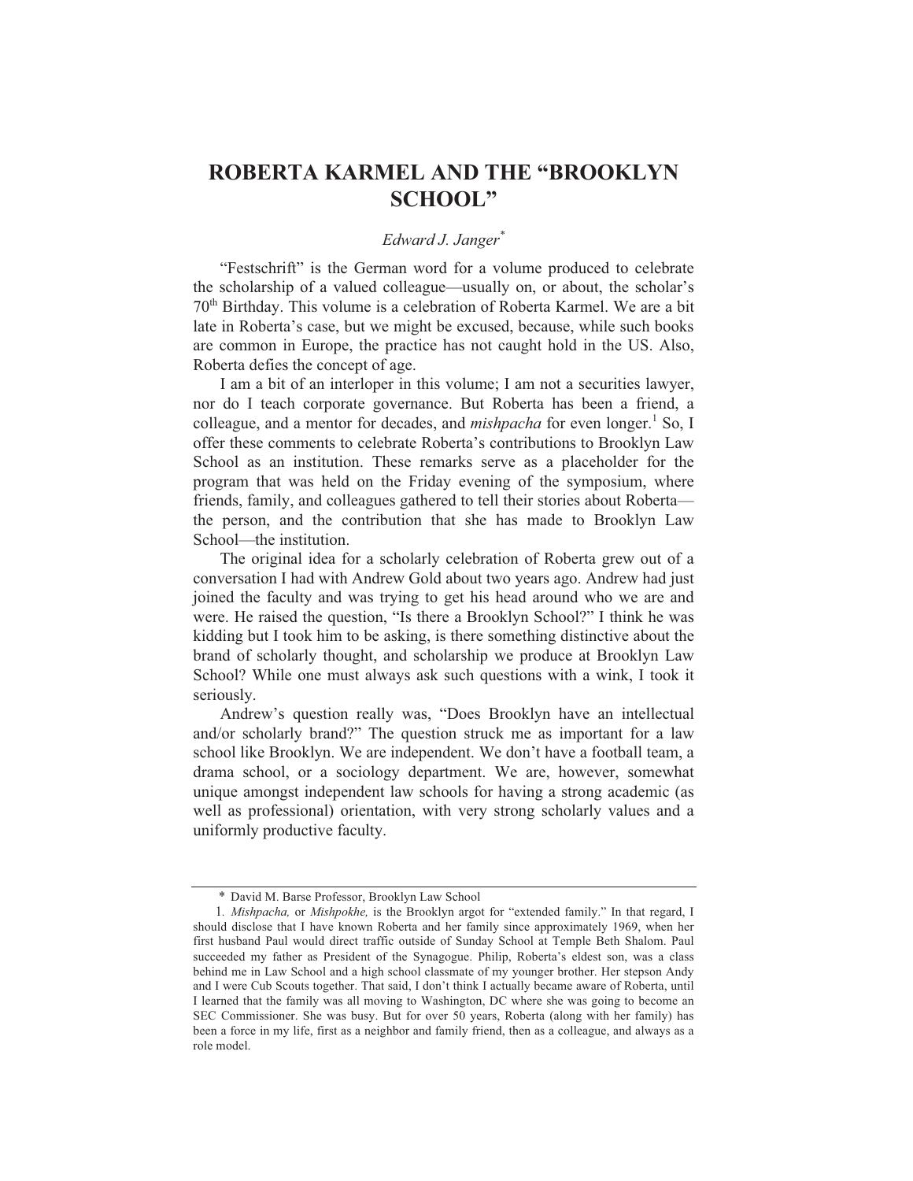# ROBERTA KARMEL AND THE "BROOKLYN SCHOOL"

*Edward J. Janger*[*]

"Festschrift" is the German word for a volume produced to celebrate the scholarship of a valued colleague—usually on, or about, the scholar's 70th Birthday. This volume is a celebration of Roberta Karmel. We are a bit late in Roberta's case, but we might be excused, because, while such books are common in Europe, the practice has not caught hold in the US. Also, Roberta defies the concept of age.

I am a bit of an interloper in this volume; I am not a securities lawyer, nor do I teach corporate governance. But Roberta has been a friend, a colleague, and a mentor for decades, and *mishpacha* for even longer.[1] So, I offer these comments to celebrate Roberta's contributions to Brooklyn Law School as an institution. These remarks serve as a placeholder for the program that was held on the Friday evening of the symposium, where friends, family, and colleagues gathered to tell their stories about Roberta—the person, and the contribution that she has made to Brooklyn Law School—the institution.

The original idea for a scholarly celebration of Roberta grew out of a conversation I had with Andrew Gold about two years ago. Andrew had just joined the faculty and was trying to get his head around who we are and were. He raised the question, "Is there a Brooklyn School?" I think he was kidding but I took him to be asking, is there something distinctive about the brand of scholarly thought, and scholarship we produce at Brooklyn Law School? While one must always ask such questions with a wink, I took it seriously.

Andrew's question really was, "Does Brooklyn have an intellectual and/or scholarly brand?" The question struck me as important for a law school like Brooklyn. We are independent. We don't have a football team, a drama school, or a sociology department. We are, however, somewhat unique amongst independent law schools for having a strong academic (as well as professional) orientation, with very strong scholarly values and a uniformly productive faculty.

---

[*] David M. Barse Professor, Brooklyn Law School

1. *Mishpacha,* or *Mishpokhe,* is the Brooklyn argot for "extended family." In that regard, I should disclose that I have known Roberta and her family since approximately 1969, when her first husband Paul would direct traffic outside of Sunday School at Temple Beth Shalom. Paul succeeded my father as President of the Synagogue. Philip, Roberta's eldest son, was a class behind me in Law School and a high school classmate of my younger brother. Her stepson Andy and I were Cub Scouts together. That said, I don't think I actually became aware of Roberta, until I learned that the family was all moving to Washington, DC where she was going to become an SEC Commissioner. She was busy. But for over 50 years, Roberta (along with her family) has been a force in my life, first as a neighbor and family friend, then as a colleague, and always as a role model.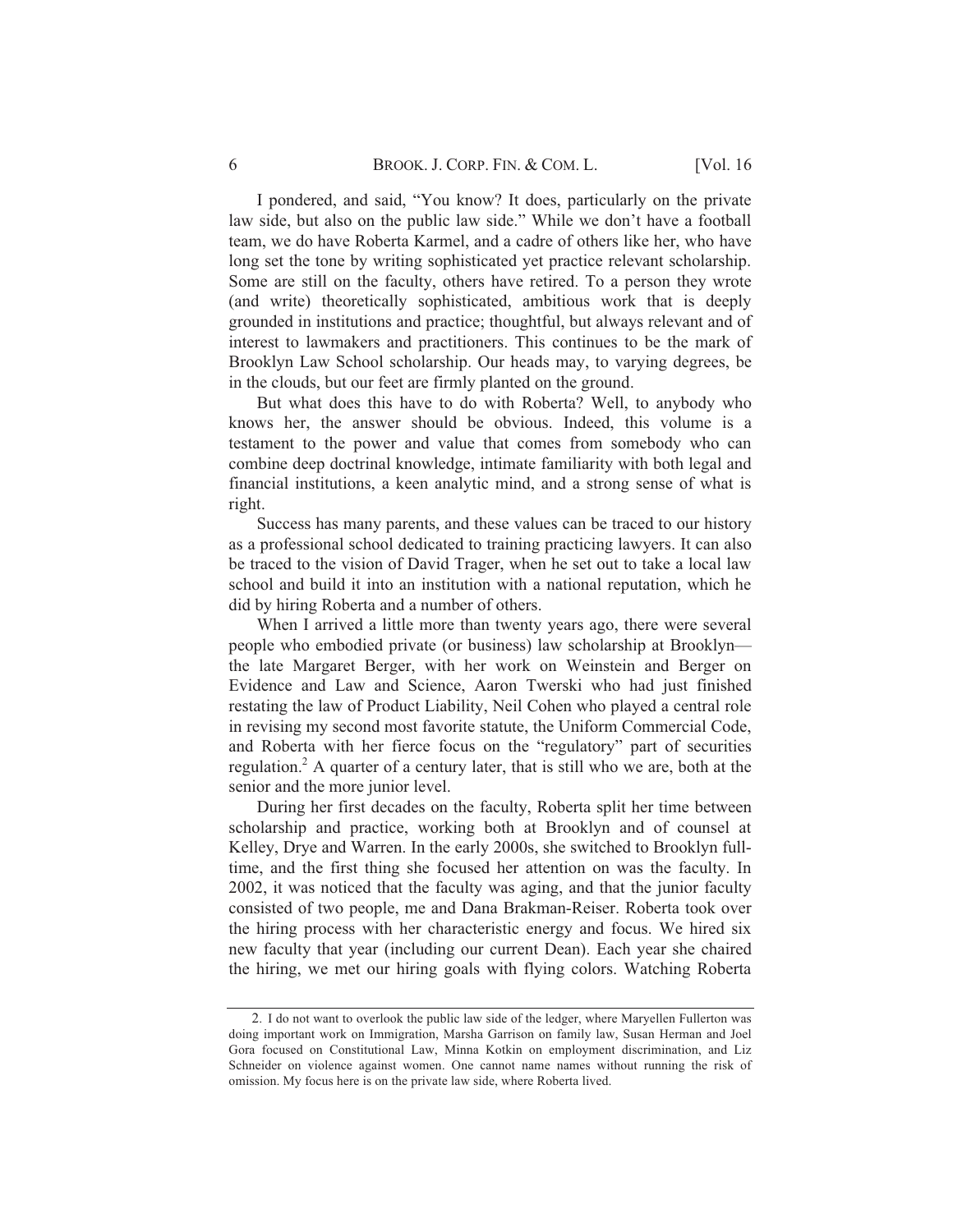I pondered, and said, "You know? It does, particularly on the private law side, but also on the public law side." While we don't have a football team, we do have Roberta Karmel, and a cadre of others like her, who have long set the tone by writing sophisticated yet practice relevant scholarship. Some are still on the faculty, others have retired. To a person they wrote (and write) theoretically sophisticated, ambitious work that is deeply grounded in institutions and practice; thoughtful, but always relevant and of interest to lawmakers and practitioners. This continues to be the mark of Brooklyn Law School scholarship. Our heads may, to varying degrees, be in the clouds, but our feet are firmly planted on the ground.

But what does this have to do with Roberta? Well, to anybody who knows her, the answer should be obvious. Indeed, this volume is a testament to the power and value that comes from somebody who can combine deep doctrinal knowledge, intimate familiarity with both legal and financial institutions, a keen analytic mind, and a strong sense of what is right.

Success has many parents, and these values can be traced to our history as a professional school dedicated to training practicing lawyers. It can also be traced to the vision of David Trager, when he set out to take a local law school and build it into an institution with a national reputation, which he did by hiring Roberta and a number of others.

When I arrived a little more than twenty years ago, there were several people who embodied private (or business) law scholarship at Brooklyn—the late Margaret Berger, with her work on Weinstein and Berger on Evidence and Law and Science, Aaron Twerski who had just finished restating the law of Product Liability, Neil Cohen who played a central role in revising my second most favorite statute, the Uniform Commercial Code, and Roberta with her fierce focus on the "regulatory" part of securities regulation.[2] A quarter of a century later, that is still who we are, both at the senior and the more junior level.

During her first decades on the faculty, Roberta split her time between scholarship and practice, working both at Brooklyn and of counsel at Kelley, Drye and Warren. In the early 2000s, she switched to Brooklyn full-time, and the first thing she focused her attention on was the faculty. In 2002, it was noticed that the faculty was aging, and that the junior faculty consisted of two people, me and Dana Brakman-Reiser. Roberta took over the hiring process with her characteristic energy and focus. We hired six new faculty that year (including our current Dean). Each year she chaired the hiring, we met our hiring goals with flying colors. Watching Roberta

---

2. I do not want to overlook the public law side of the ledger, where Maryellen Fullerton was doing important work on Immigration, Marsha Garrison on family law, Susan Herman and Joel Gora focused on Constitutional Law, Minna Kotkin on employment discrimination, and Liz Schneider on violence against women. One cannot name names without running the risk of omission. My focus here is on the private law side, where Roberta lived.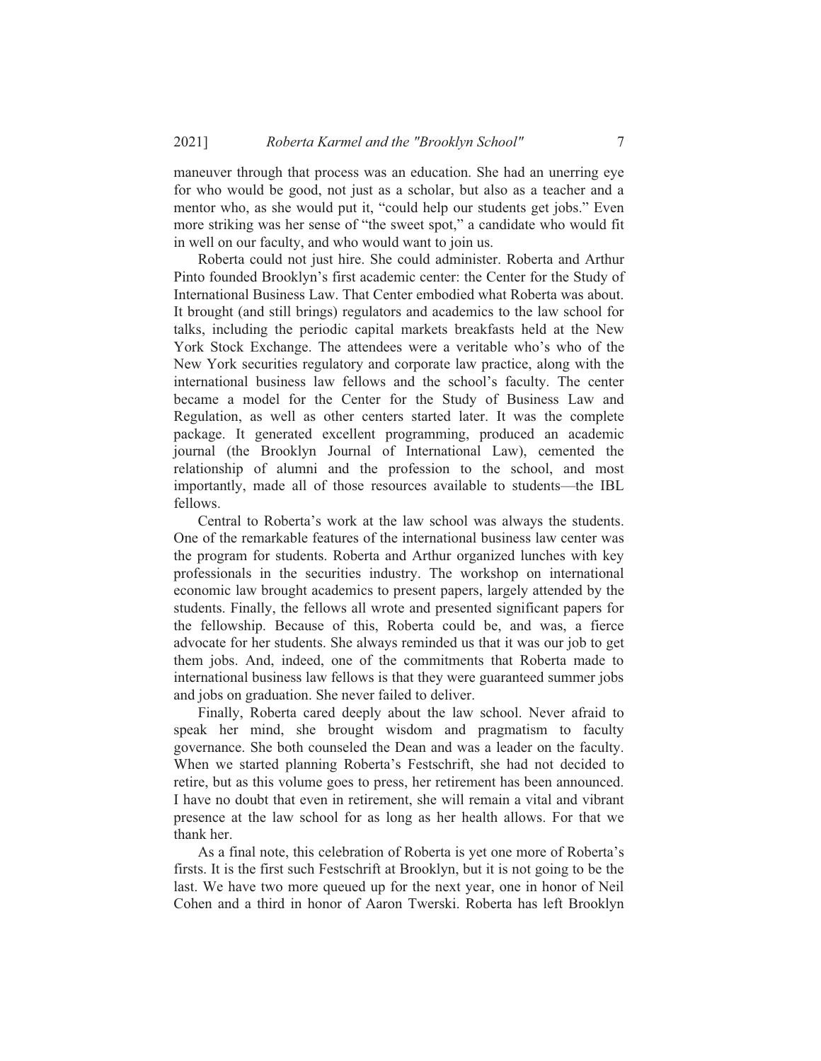maneuver through that process was an education. She had an unerring eye for who would be good, not just as a scholar, but also as a teacher and a mentor who, as she would put it, "could help our students get jobs." Even more striking was her sense of "the sweet spot," a candidate who would fit in well on our faculty, and who would want to join us.

Roberta could not just hire. She could administer. Roberta and Arthur Pinto founded Brooklyn's first academic center: the Center for the Study of International Business Law. That Center embodied what Roberta was about. It brought (and still brings) regulators and academics to the law school for talks, including the periodic capital markets breakfasts held at the New York Stock Exchange. The attendees were a veritable who's who of the New York securities regulatory and corporate law practice, along with the international business law fellows and the school's faculty. The center became a model for the Center for the Study of Business Law and Regulation, as well as other centers started later. It was the complete package. It generated excellent programming, produced an academic journal (the Brooklyn Journal of International Law), cemented the relationship of alumni and the profession to the school, and most importantly, made all of those resources available to students—the IBL fellows.

Central to Roberta's work at the law school was always the students. One of the remarkable features of the international business law center was the program for students. Roberta and Arthur organized lunches with key professionals in the securities industry. The workshop on international economic law brought academics to present papers, largely attended by the students. Finally, the fellows all wrote and presented significant papers for the fellowship. Because of this, Roberta could be, and was, a fierce advocate for her students. She always reminded us that it was our job to get them jobs. And, indeed, one of the commitments that Roberta made to international business law fellows is that they were guaranteed summer jobs and jobs on graduation. She never failed to deliver.

Finally, Roberta cared deeply about the law school. Never afraid to speak her mind, she brought wisdom and pragmatism to faculty governance. She both counseled the Dean and was a leader on the faculty. When we started planning Roberta's Festschrift, she had not decided to retire, but as this volume goes to press, her retirement has been announced. I have no doubt that even in retirement, she will remain a vital and vibrant presence at the law school for as long as her health allows. For that we thank her.

As a final note, this celebration of Roberta is yet one more of Roberta's firsts. It is the first such Festschrift at Brooklyn, but it is not going to be the last. We have two more queued up for the next year, one in honor of Neil Cohen and a third in honor of Aaron Twerski. Roberta has left Brooklyn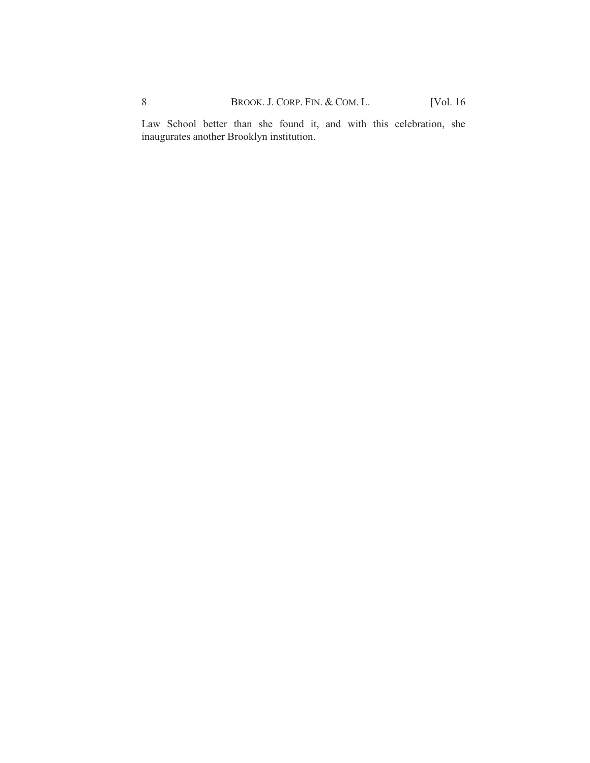Law School better than she found it, and with this celebration, she inaugurates another Brooklyn institution.